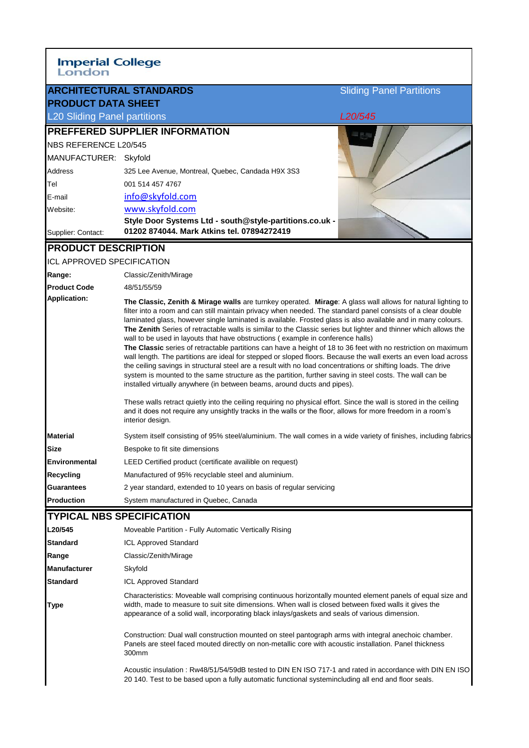**Imperial College London**

# ARCHITECTURAL STANDARDS

## PRODUCT DATA SHEET

Sliding Panel Partitions

L20 Sliding Panel partitions

*L20/545*

## PREFFERED SUPPLIER INFORMATION

NBS REFERENCE L20/545

| | |
|---|---|
| MANUFACTURER: | Skyfold |
| Address | 325 Lee Avenue, Montreal, Quebec, Candada H9X 3S3 |
| Tel | 001 514 457 4767 |
| E-mail | info@skyfold.com |
| Website: | www.skyfold.com |
| Supplier: Contact: | **Style Door Systems Ltd - south@style-partitions.co.uk - 01202 874044. Mark Atkins tel. 07894272419** |

## PRODUCT DESCRIPTION

ICL APPROVED SPECIFICATION

| | |
|---|---|
| **Range:** | Classic/Zenith/Mirage |
| **Product Code** | 48/51/55/59 |
| **Application:** | **The Classic, Zenith & Mirage walls** are turnkey operated. **Mirage**: A glass wall allows for natural lighting to filter into a room and can still maintain privacy when needed. The standard panel consists of a clear double laminated glass, however single laminated is available. Frosted glass is also available and in many colours. **The Zenith** Series of retractable walls is similar to the Classic series but lighter and thinner which allows the wall to be used in layouts that have obstructions ( example in conference halls) **The Classic** series of retractable partitions can have a height of 18 to 36 feet with no restriction on maximum wall length. The partitions are ideal for stepped or sloped floors. Because the wall exerts an even load across the ceiling savings in structural steel are a result with no load concentrations or shifting loads. The drive system is mounted to the same structure as the partition, further saving in steel costs. The wall can be installed virtually anywhere (in between beams, around ducts and pipes).<br><br>These walls retract quietly into the ceiling requiring no physical effort. Since the wall is stored in the ceiling and it does not require any unsightly tracks in the walls or the floor, allows for more freedom in a room's interior design. |
| **Material** | System itself consisting of 95% steel/aluminium. The wall comes in a wide variety of finishes, including fabrics |
| **Size** | Bespoke to fit site dimensions |
| **Environmental** | LEED Certified product (certificate availible on request) |
| **Recycling** | Manufactured of 95% recyclable steel and aluminium. |
| **Guarantees** | 2 year standard, extended to 10 years on basis of regular servicing |
| **Production** | System manufactured in Quebec, Canada |

## TYPICAL NBS SPECIFICATION

| | |
|---|---|
| **L20/545** | Moveable Partition - Fully Automatic Vertically Rising |
| **Standard** | ICL Approved Standard |
| **Range** | Classic/Zenith/Mirage |
| **Manufacturer** | Skyfold |
| **Standard** | ICL Approved Standard |
| **Type** | Characteristics: Moveable wall comprising continuous horizontally mounted element panels of equal size and width, made to measure to suit site dimensions. When wall is closed between fixed walls it gives the appearance of a solid wall, incorporating black inlays/gaskets and seals of various dimension.<br><br>Construction: Dual wall construction mounted on steel pantograph arms with integral anechoic chamber. Panels are steel faced mouted directly on non-metallic core with acoustic installation. Panel thickness 300mm<br><br>Acoustic insulation : Rw48/51/54/59dB tested to DIN EN ISO 717-1 and rated in accordance with DIN EN ISO 20 140. Test to be based upon a fully automatic functional systemincluding all end and floor seals. |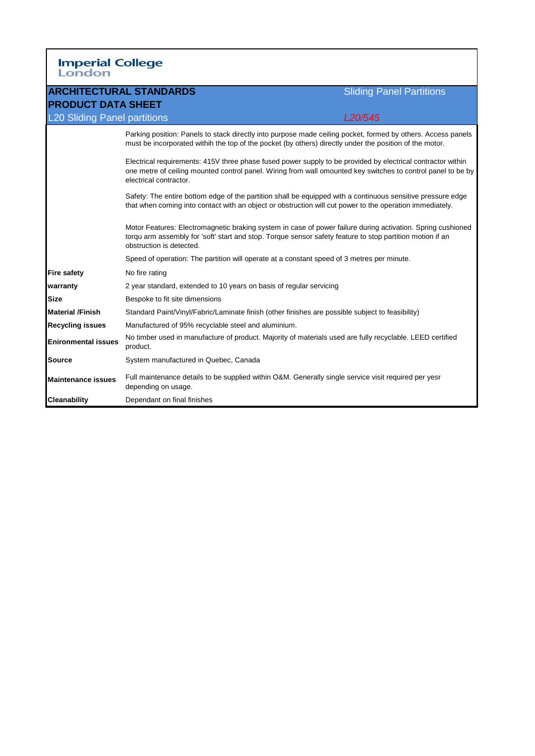Imperial College London

**ARCHITECTURAL STANDARDS** | Sliding Panel Partitions

**PRODUCT DATA SHEET**

L20 Sliding Panel partitions | *L20/545*

| | |
|---|---|
| | Parking position: Panels to stack directly into purpose made ceiling pocket, formed by others. Access panels must be incorporated withih the top of the pocket (by others) directly under the position of the motor. |
| | Electrical requirements: 415V three phase fused power supply to be provided by electrical contractor within one metre of ceiling mounted control panel. Wiring from wall omounted key switches to control panel to be by electrical contractor. |
| | Safety: The entire bottom edge of the partition shall be equipped with a continuous sensitive pressure edge that when coming into contact with an object or obstruction will cut power to the operation immediately. |
| | Motor Features: Electromagnetic braking system in case of power failure during activation. Spring cushioned torqu arm assembly for 'soft' start and stop. Torque sensor safety feature to stop partition motion if an obstruction is detected. |
| | Speed of operation: The partition will operate at a constant speed of 3 metres per minute. |
| **Fire safety** | No fire rating |
| **warranty** | 2 year standard, extended to 10 years on basis of regular servicing |
| **Size** | Bespoke to fit site dimensions |
| **Material /Finish** | Standard Paint/Vinyl/Fabric/Laminate finish (other finishes are possible subject to feasibility) |
| **Recycling issues** | Manufactured of 95% recyclable steel and aluminium. |
| **Enironmental issues** | No timber used in manufacture of product. Majority of materials used are fully recyclable. LEED certified product. |
| **Source** | System manufactured in Quebec, Canada |
| **Maintenance issues** | Full maintenance details to be supplied within O&M. Generally single service visit required per yesr depending on usage. |
| **Cleanability** | Dependant on final finishes |